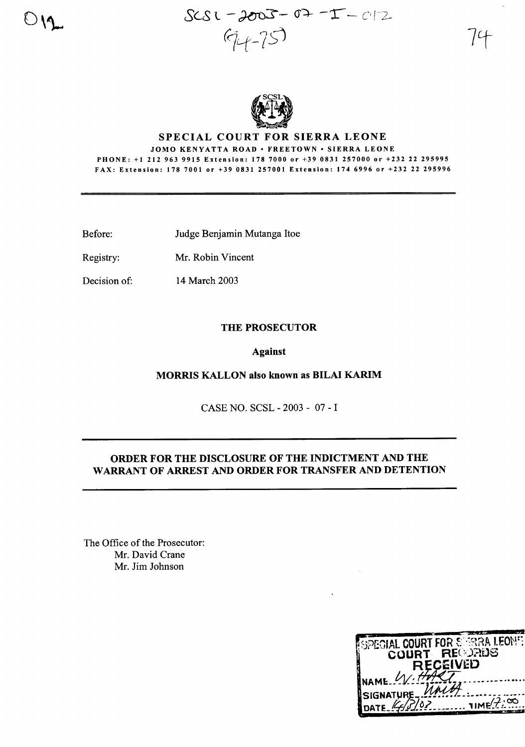SCSL - 2003 - 07 - I - 012

(74-75)

# SPECIAL COURT FOR SIERRA LEONE

**JOMO KENYATTA ROAD • FREETOWN • SIERRA LEONE**

**PHONE: +1 212 963 9915 Extension: 178 7000 or +39 0831 257000 or +232 22 295995**

**FAX: Extension: 178 7001 or +39 0831 257001 Extension: 174 6996 or +232 22 295996**

Before: Judge Benjamin Mutanga Itoe

Registry: Mr. Robin Vincent

Decision of: 14 March 2003

**THE PROSECUTOR**

**Against**

**MORRIS KALLON also known as BILAI KARIM**

CASE NO. SCSL - 2003 - 07 - I

## ORDER FOR THE DISCLOSURE OF THE INDICTMENT AND THE WARRANT OF ARREST AND ORDER FOR TRANSFER AND DETENTION

The Office of the Prosecutor:
Mr. David Crane
Mr. Jim Johnson

SPECIAL COURT FOR SIERRA LEONE
COURT RECORDS
RECEIVED
NAME: W. HART
SIGNATURE: [signature]
DATE: 4/8/03 TIME: 7:00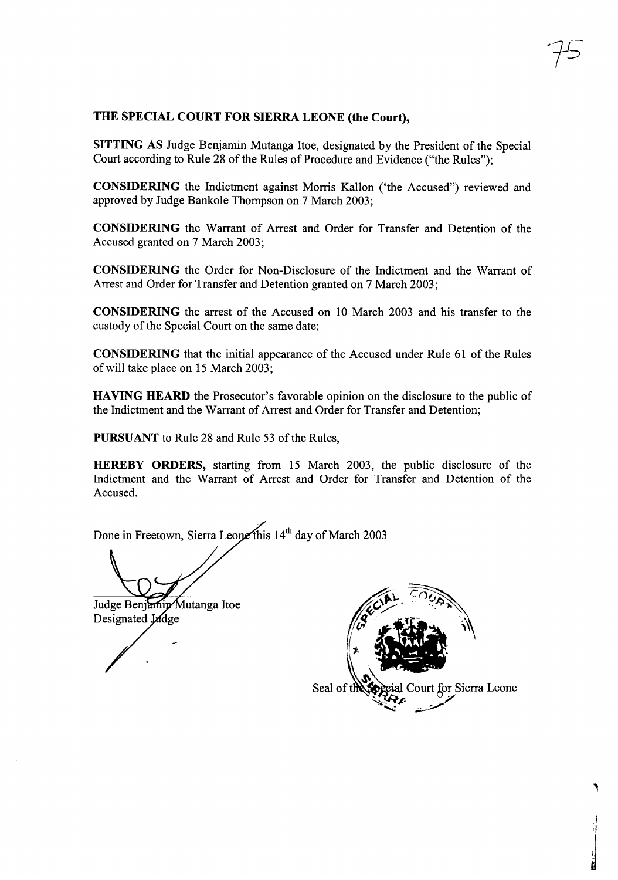**THE SPECIAL COURT FOR SIERRA LEONE (the Court),**

**SITTING AS** Judge Benjamin Mutanga Itoe, designated by the President of the Special Court according to Rule 28 of the Rules of Procedure and Evidence ("the Rules");

**CONSIDERING** the Indictment against Morris Kallon ('the Accused") reviewed and approved by Judge Bankole Thompson on 7 March 2003;

**CONSIDERING** the Warrant of Arrest and Order for Transfer and Detention of the Accused granted on 7 March 2003;

**CONSIDERING** the Order for Non-Disclosure of the Indictment and the Warrant of Arrest and Order for Transfer and Detention granted on 7 March 2003;

**CONSIDERING** the arrest of the Accused on 10 March 2003 and his transfer to the custody of the Special Court on the same date;

**CONSIDERING** that the initial appearance of the Accused under Rule 61 of the Rules of will take place on 15 March 2003;

**HAVING HEARD** the Prosecutor's favorable opinion on the disclosure to the public of the Indictment and the Warrant of Arrest and Order for Transfer and Detention;

**PURSUANT** to Rule 28 and Rule 53 of the Rules,

**HEREBY ORDERS,** starting from 15 March 2003, the public disclosure of the Indictment and the Warrant of Arrest and Order for Transfer and Detention of the Accused.

Done in Freetown, Sierra Leone this 14th day of March 2003

Judge Benjamin Mutanga Itoe
Designated Judge

Seal of the Special Court for Sierra Leone